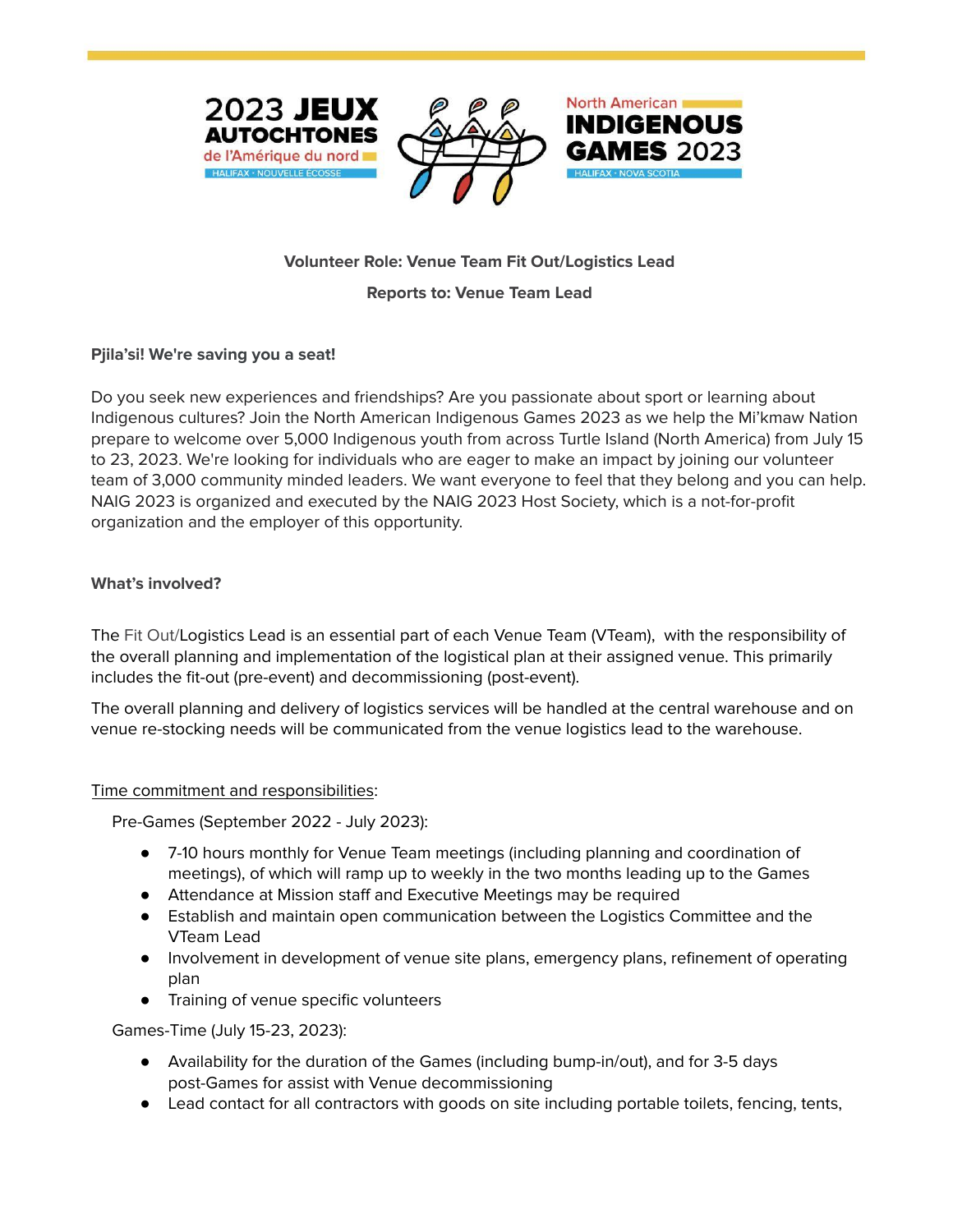2023 JEUX AUTOCHTONES de l'Amérique du nord
HALIFAX · NOUVELLE ÉCOSSE

North American INDIGENOUS GAMES 2023
HALIFAX · NOVA SCOTIA

**Volunteer Role: Venue Team Fit Out/Logistics Lead**

**Reports to: Venue Team Lead**

**Pjila'si! We're saving you a seat!**

Do you seek new experiences and friendships? Are you passionate about sport or learning about Indigenous cultures? Join the North American Indigenous Games 2023 as we help the Mi'kmaw Nation prepare to welcome over 5,000 Indigenous youth from across Turtle Island (North America) from July 15 to 23, 2023. We're looking for individuals who are eager to make an impact by joining our volunteer team of 3,000 community minded leaders. We want everyone to feel that they belong and you can help. NAIG 2023 is organized and executed by the NAIG 2023 Host Society, which is a not-for-profit organization and the employer of this opportunity.

**What's involved?**

The Fit Out/Logistics Lead is an essential part of each Venue Team (VTeam), with the responsibility of the overall planning and implementation of the logistical plan at their assigned venue. This primarily includes the fit-out (pre-event) and decommissioning (post-event).

The overall planning and delivery of logistics services will be handled at the central warehouse and on venue re-stocking needs will be communicated from the venue logistics lead to the warehouse.

Time commitment and responsibilities:

Pre-Games (September 2022 - July 2023):

- 7-10 hours monthly for Venue Team meetings (including planning and coordination of meetings), of which will ramp up to weekly in the two months leading up to the Games
- Attendance at Mission staff and Executive Meetings may be required
- Establish and maintain open communication between the Logistics Committee and the VTeam Lead
- Involvement in development of venue site plans, emergency plans, refinement of operating plan
- Training of venue specific volunteers

Games-Time (July 15-23, 2023):

- Availability for the duration of the Games (including bump-in/out), and for 3-5 days post-Games for assist with Venue decommissioning
- Lead contact for all contractors with goods on site including portable toilets, fencing, tents,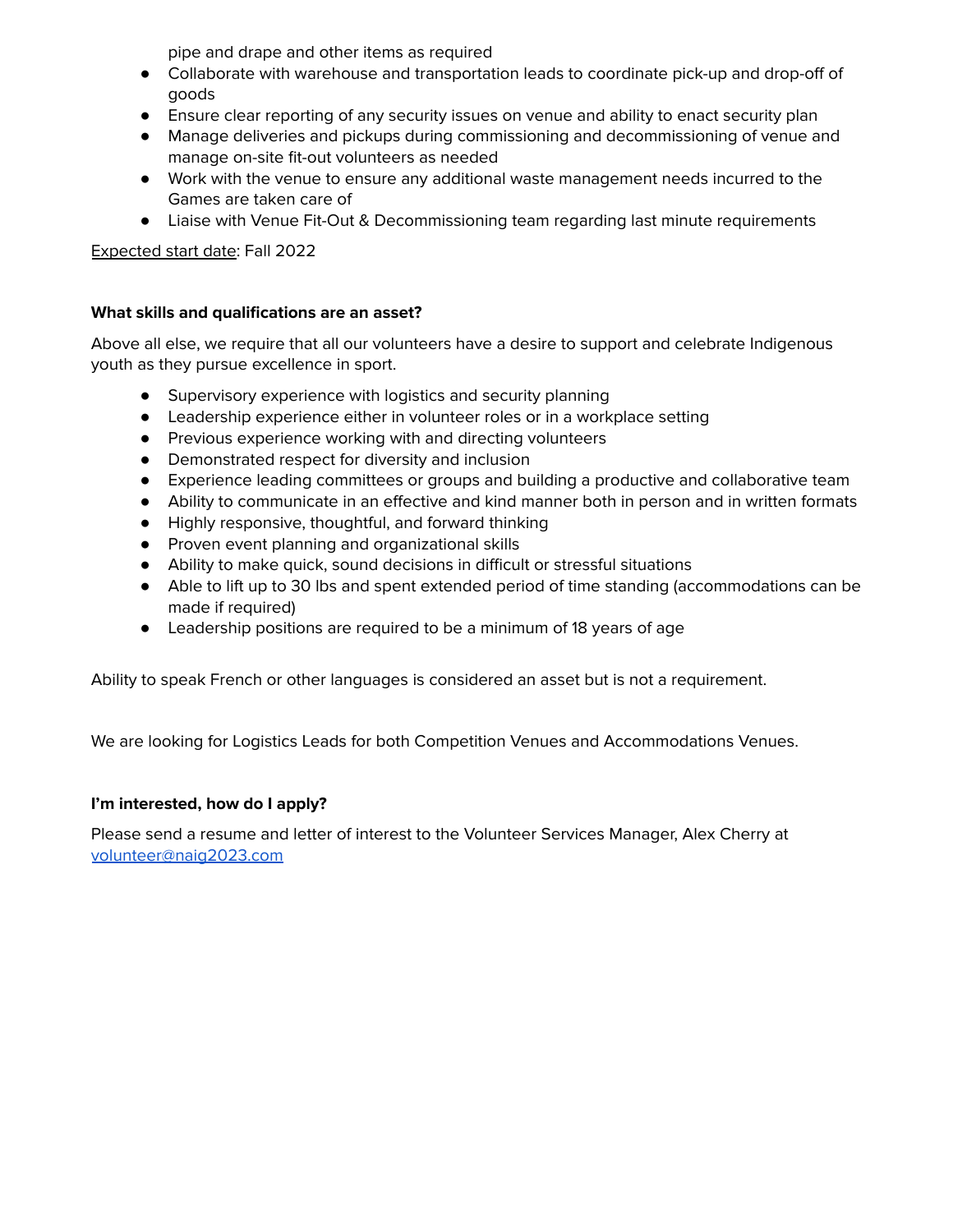pipe and drape and other items as required

- Collaborate with warehouse and transportation leads to coordinate pick-up and drop-off of goods
- Ensure clear reporting of any security issues on venue and ability to enact security plan
- Manage deliveries and pickups during commissioning and decommissioning of venue and manage on-site fit-out volunteers as needed
- Work with the venue to ensure any additional waste management needs incurred to the Games are taken care of
- Liaise with Venue Fit-Out & Decommissioning team regarding last minute requirements

Expected start date: Fall 2022

**What skills and qualifications are an asset?**

Above all else, we require that all our volunteers have a desire to support and celebrate Indigenous youth as they pursue excellence in sport.

- Supervisory experience with logistics and security planning
- Leadership experience either in volunteer roles or in a workplace setting
- Previous experience working with and directing volunteers
- Demonstrated respect for diversity and inclusion
- Experience leading committees or groups and building a productive and collaborative team
- Ability to communicate in an effective and kind manner both in person and in written formats
- Highly responsive, thoughtful, and forward thinking
- Proven event planning and organizational skills
- Ability to make quick, sound decisions in difficult or stressful situations
- Able to lift up to 30 lbs and spent extended period of time standing (accommodations can be made if required)
- Leadership positions are required to be a minimum of 18 years of age

Ability to speak French or other languages is considered an asset but is not a requirement.

We are looking for Logistics Leads for both Competition Venues and Accommodations Venues.

**I'm interested, how do I apply?**

Please send a resume and letter of interest to the Volunteer Services Manager, Alex Cherry at volunteer@naig2023.com